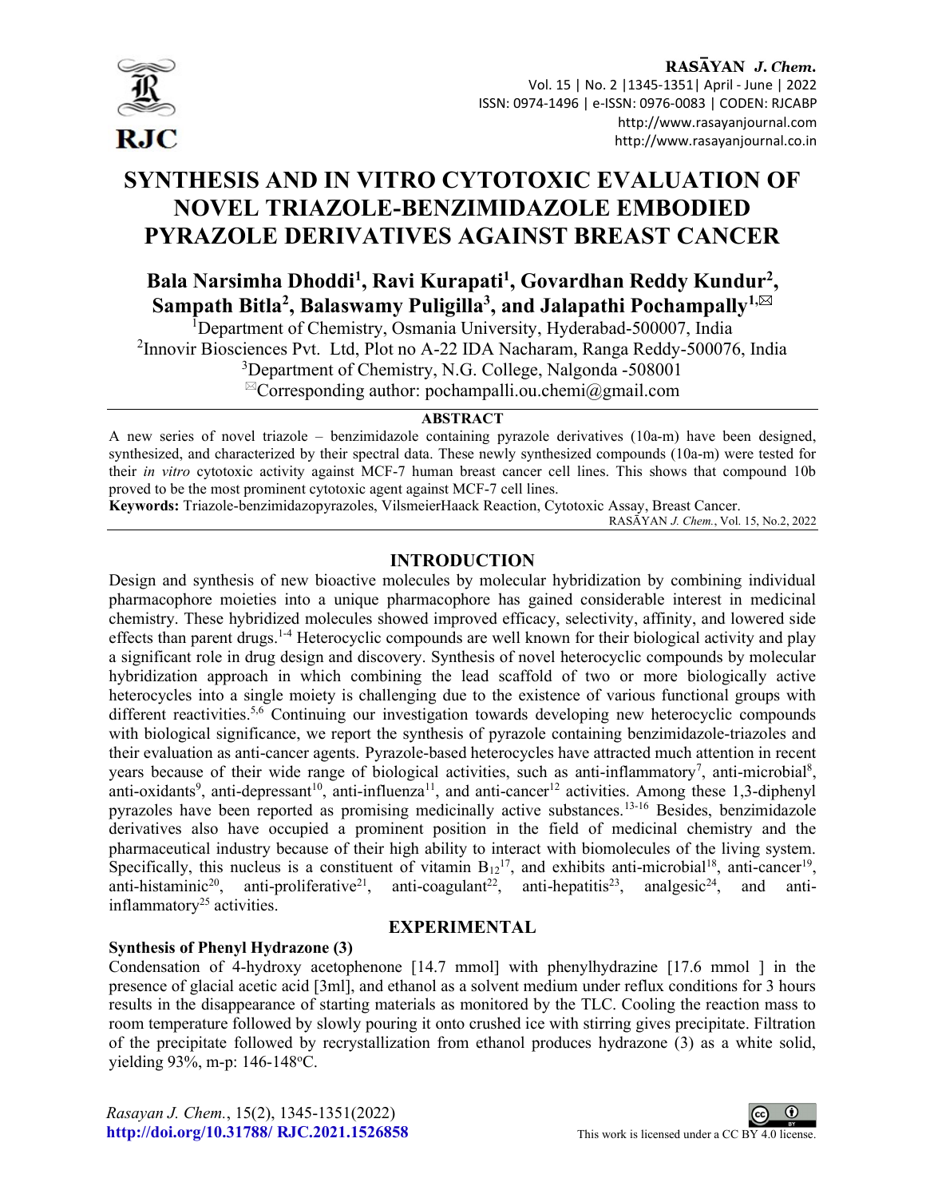# SYNTHESIS AND IN VITRO CYTOTOXIC EVALUATION OF NOVEL TRIAZOLE-BENZIMIDAZOLE EMBODIED PYRAZOLE DERIVATIVES AGAINST BREAST CANCER

**Bala Narsimha Dhoddi[1], Ravi Kurapati[1], Govardhan Reddy Kundur[2], Sampath Bitla[2], Balaswamy Puligilla[3], and Jalapathi Pochampally[1,✉]**

[1]Department of Chemistry, Osmania University, Hyderabad-500007, India

[2]Innovir Biosciences Pvt. Ltd, Plot no A-22 IDA Nacharam, Ranga Reddy-500076, India

[3]Department of Chemistry, N.G. College, Nalgonda -508001

[✉]Corresponding author: pochampalli.ou.chemi@gmail.com

## ABSTRACT

A new series of novel triazole – benzimidazole containing pyrazole derivatives (10a-m) have been designed, synthesized, and characterized by their spectral data. These newly synthesized compounds (10a-m) were tested for their *in vitro* cytotoxic activity against MCF-7 human breast cancer cell lines. This shows that compound 10b proved to be the most prominent cytotoxic agent against MCF-7 cell lines.

**Keywords:** Triazole-benzimidazopyrazoles, VilsmeierHaack Reaction, Cytotoxic Assay, Breast Cancer.

RASĀYAN *J. Chem.*, Vol. 15, No.2, 2022

## INTRODUCTION

Design and synthesis of new bioactive molecules by molecular hybridization by combining individual pharmacophore moieties into a unique pharmacophore has gained considerable interest in medicinal chemistry. These hybridized molecules showed improved efficacy, selectivity, affinity, and lowered side effects than parent drugs.[1-4] Heterocyclic compounds are well known for their biological activity and play a significant role in drug design and discovery. Synthesis of novel heterocyclic compounds by molecular hybridization approach in which combining the lead scaffold of two or more biologically active heterocycles into a single moiety is challenging due to the existence of various functional groups with different reactivities.[5,6] Continuing our investigation towards developing new heterocyclic compounds with biological significance, we report the synthesis of pyrazole containing benzimidazole-triazoles and their evaluation as anti-cancer agents. Pyrazole-based heterocycles have attracted much attention in recent years because of their wide range of biological activities, such as anti-inflammatory[7], anti-microbial[8], anti-oxidants[9], anti-depressant[10], anti-influenza[11], and anti-cancer[12] activities. Among these 1,3-diphenyl pyrazoles have been reported as promising medicinally active substances.[13-16] Besides, benzimidazole derivatives also have occupied a prominent position in the field of medicinal chemistry and the pharmaceutical industry because of their high ability to interact with biomolecules of the living system. Specifically, this nucleus is a constituent of vitamin $B_{12}$[17], and exhibits anti-microbial[18], anti-cancer[19], anti-histaminic[20], anti-proliferative[21], anti-coagulant[22], anti-hepatitis[23], analgesic[24], and anti-inflammatory[25] activities.

## EXPERIMENTAL

### Synthesis of Phenyl Hydrazone (3)

Condensation of 4-hydroxy acetophenone [14.7 mmol] with phenylhydrazine [17.6 mmol ] in the presence of glacial acetic acid [3ml], and ethanol as a solvent medium under reflux conditions for 3 hours results in the disappearance of starting materials as monitored by the TLC. Cooling the reaction mass to room temperature followed by slowly pouring it onto crushed ice with stirring gives precipitate. Filtration of the precipitate followed by recrystallization from ethanol produces hydrazone (3) as a white solid, yielding 93%, m-p: 146-148°C.

*Rasayan J. Chem.*, 15(2), 1345-1351(2022)

http://doi.org/10.31788/ RJC.2021.1526858

This work is licensed under a CC BY 4.0 license.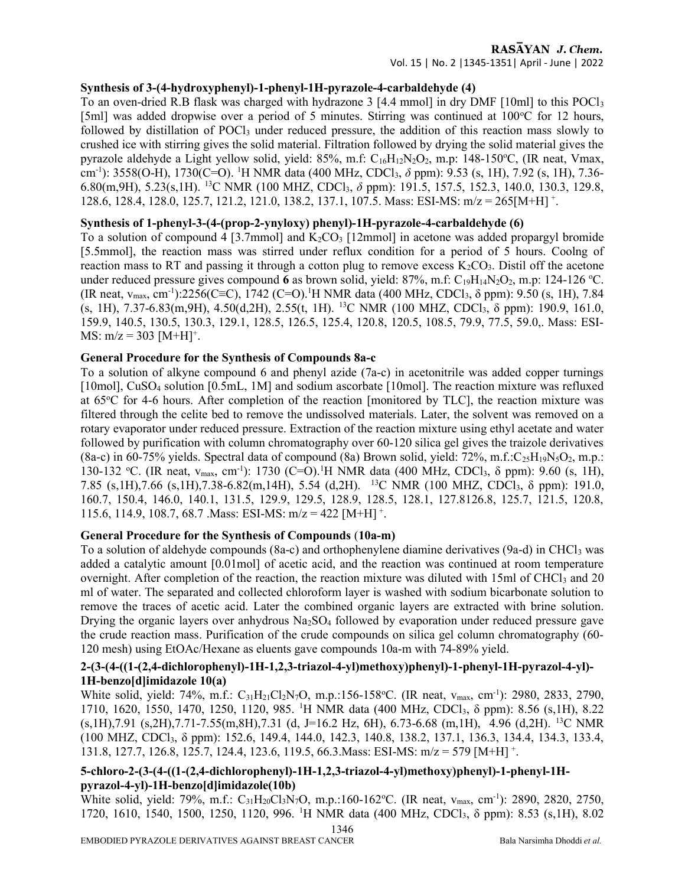### Synthesis of 3-(4-hydroxyphenyl)-1-phenyl-1H-pyrazole-4-carbaldehyde (4)

To an oven-dried R.B flask was charged with hydrazone 3 [4.4 mmol] in dry DMF [10ml] to this $POCl_3$ [5ml] was added dropwise over a period of 5 minutes. Stirring was continued at 100ºC for 12 hours, followed by distillation of $POCl_3$ under reduced pressure, the addition of this reaction mass slowly to crushed ice with stirring gives the solid material. Filtration followed by drying the solid material gives the pyrazole aldehyde a Light yellow solid, yield: 85%, m.f: $C_{16}H_{12}N_2O_2$, m.p: 148-150ºC, (IR neat, Vmax, $cm^{-1}$): 3558(O-H), 1730(C=O). $^1H$ NMR data (400 MHz, $CDCl_3$, *δ* ppm): 9.53 (s, 1H), 7.92 (s, 1H), 7.36-6.80(m,9H), 5.23(s,1H). $^{13}C$ NMR (100 MHZ, $CDCl_3$, *δ* ppm): 191.5, 157.5, 152.3, 140.0, 130.3, 129.8, 128.6, 128.4, 128.0, 125.7, 121.2, 121.0, 138.2, 137.1, 107.5. Mass: ESI-MS: m/z = 265[M+H]$^+$.

### Synthesis of 1-phenyl-3-(4-(prop-2-ynyloxy) phenyl)-1H-pyrazole-4-carbaldehyde (6)

To a solution of compound 4 [3.7mmol] and $K_2CO_3$ [12mmol] in acetone was added propargyl bromide [5.5mmol], the reaction mass was stirred under reflux condition for a period of 5 hours. Coolng of reaction mass to RT and passing it through a cotton plug to remove excess $K_2CO_3$. Distil off the acetone under reduced pressure gives compound **6** as brown solid, yield: 87%, m.f: $C_{19}H_{14}N_2O_2$, m.p: 124-126 ºC. (IR neat, $v_{max}$, $cm^{-1}$):2256(C≡C), 1742 (C=O).$^1H$ NMR data (400 MHz, $CDCl_3$, δ ppm): 9.50 (s, 1H), 7.84 (s, 1H), 7.37-6.83(m,9H), 4.50(d,2H), 2.55(t, 1H). $^{13}C$ NMR (100 MHZ, $CDCl_3$, δ ppm): 190.9, 161.0, 159.9, 140.5, 130.5, 130.3, 129.1, 128.5, 126.5, 125.4, 120.8, 120.5, 108.5, 79.9, 77.5, 59.0,. Mass: ESI-MS: m/z = 303 [M+H]$^+$.

### General Procedure for the Synthesis of Compounds 8a-c

To a solution of alkyne compound 6 and phenyl azide (7a-c) in acetonitrile was added copper turnings [10mol], $CuSO_4$ solution [0.5mL, 1M] and sodium ascorbate [10mol]. The reaction mixture was refluxed at 65ºC for 4-6 hours. After completion of the reaction [monitored by TLC], the reaction mixture was filtered through the celite bed to remove the undissolved materials. Later, the solvent was removed on a rotary evaporator under reduced pressure. Extraction of the reaction mixture using ethyl acetate and water followed by purification with column chromatography over 60-120 silica gel gives the traizole derivatives (8a-c) in 60-75% yields. Spectral data of compound (8a) Brown solid, yield: 72%, m.f.:$C_{25}H_{19}N_5O_2$, m.p.: 130-132 ºC. (IR neat, $v_{max}$, $cm^{-1}$): 1730 (C=O).$^1H$ NMR data (400 MHz, $CDCl_3$, δ ppm): 9.60 (s, 1H), 7.85 (s,1H),7.66 (s,1H),7.38-6.82(m,14H), 5.54 (d,2H). $^{13}C$ NMR (100 MHZ, $CDCl_3$, δ ppm): 191.0, 160.7, 150.4, 146.0, 140.1, 131.5, 129.9, 129.5, 128.9, 128.5, 128.1, 127.8126.8, 125.7, 121.5, 120.8, 115.6, 114.9, 108.7, 68.7 .Mass: ESI-MS: m/z = 422 [M+H]$^+$.

### General Procedure for the Synthesis of Compounds (10a-m)

To a solution of aldehyde compounds (8a-c) and orthophenylene diamine derivatives (9a-d) in $CHCl_3$ was added a catalytic amount [0.01mol] of acetic acid, and the reaction was continued at room temperature overnight. After completion of the reaction, the reaction mixture was diluted with 15ml of $CHCl_3$ and 20 ml of water. The separated and collected chloroform layer is washed with sodium bicarbonate solution to remove the traces of acetic acid. Later the combined organic layers are extracted with brine solution. Drying the organic layers over anhydrous $Na_2SO_4$ followed by evaporation under reduced pressure gave the crude reaction mass. Purification of the crude compounds on silica gel column chromatography (60-120 mesh) using EtOAc/Hexane as eluents gave compounds 10a-m with 74-89% yield.

### 2-(3-(4-((1-(2,4-dichlorophenyl)-1H-1,2,3-triazol-4-yl)methoxy)phenyl)-1-phenyl-1H-pyrazol-4-yl)-1H-benzo[d]imidazole 10(a)

White solid, yield: 74%, m.f.: $C_{31}H_{21}Cl_2N_7O$, m.p.:156-158ºC. (IR neat, $v_{max}$, $cm^{-1}$): 2980, 2833, 2790, 1710, 1620, 1550, 1470, 1250, 1120, 985. $^1H$ NMR data (400 MHz, $CDCl_3$, δ ppm): 8.56 (s,1H), 8.22 (s,1H),7.91 (s,2H),7.71-7.55(m,8H),7.31 (d, J=16.2 Hz, 6H), 6.73-6.68 (m,1H), 4.96 (d,2H). $^{13}C$ NMR (100 MHZ, $CDCl_3$, δ ppm): 152.6, 149.4, 144.0, 142.3, 140.8, 138.2, 137.1, 136.3, 134.4, 134.3, 133.4, 131.8, 127.7, 126.8, 125.7, 124.4, 123.6, 119.5, 66.3.Mass: ESI-MS: m/z = 579 [M+H]$^+$.

### 5-chloro-2-(3-(4-((1-(2,4-dichlorophenyl)-1H-1,2,3-triazol-4-yl)methoxy)phenyl)-1-phenyl-1H-pyrazol-4-yl)-1H-benzo[d]imidazole(10b)

White solid, yield: 79%, m.f.: $C_{31}H_{20}Cl_3N_7O$, m.p.:160-162ºC. (IR neat, $v_{max}$, $cm^{-1}$): 2890, 2820, 2750, 1720, 1610, 1540, 1500, 1250, 1120, 996. $^1H$ NMR data (400 MHz, $CDCl_3$, δ ppm): 8.53 (s,1H), 8.02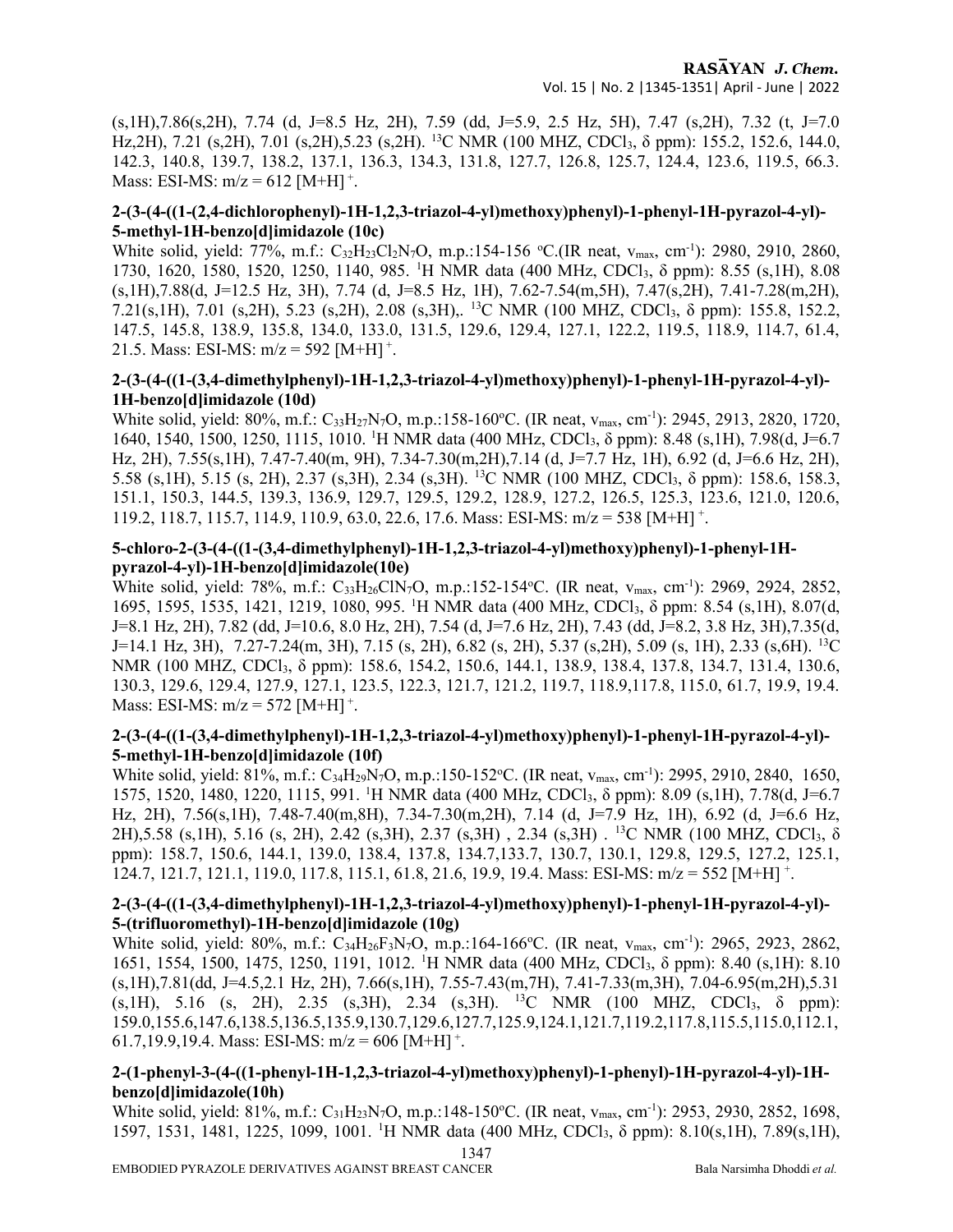(s,1H),7.86(s,2H), 7.74 (d, J=8.5 Hz, 2H), 7.59 (dd, J=5.9, 2.5 Hz, 5H), 7.47 (s,2H), 7.32 (t, J=7.0 Hz,2H), 7.21 (s,2H), 7.01 (s,2H),5.23 (s,2H). $^{13}$C NMR (100 MHZ, $CDCl_3$, δ ppm): 155.2, 152.6, 144.0, 142.3, 140.8, 139.7, 138.2, 137.1, 136.3, 134.3, 131.8, 127.7, 126.8, 125.7, 124.4, 123.6, 119.5, 66.3. Mass: ESI-MS: m/z = 612 $[M+H]^+$.

**2-(3-(4-((1-(2,4-dichlorophenyl)-1H-1,2,3-triazol-4-yl)methoxy)phenyl)-1-phenyl-1H-pyrazol-4-yl)-5-methyl-1H-benzo[d]imidazole (10c)**

White solid, yield: 77%, m.f.: $C_{32}H_{23}Cl_2N_7O$, m.p.:154-156 °C.(IR neat, $\nu_{max}$, $cm^{-1}$): 2980, 2910, 2860, 1730, 1620, 1580, 1520, 1250, 1140, 985. $^1$H NMR data (400 MHz, $CDCl_3$, δ ppm): 8.55 (s,1H), 8.08 (s,1H),7.88(d, J=12.5 Hz, 3H), 7.74 (d, J=8.5 Hz, 1H), 7.62-7.54(m,5H), 7.47(s,2H), 7.41-7.28(m,2H), 7.21(s,1H), 7.01 (s,2H), 5.23 (s,2H), 2.08 (s,3H),. $^{13}$C NMR (100 MHZ, $CDCl_3$, δ ppm): 155.8, 152.2, 147.5, 145.8, 138.9, 135.8, 134.0, 133.0, 131.5, 129.6, 129.4, 127.1, 122.2, 119.5, 118.9, 114.7, 61.4, 21.5. Mass: ESI-MS: m/z = 592 $[M+H]^+$.

**2-(3-(4-((1-(3,4-dimethylphenyl)-1H-1,2,3-triazol-4-yl)methoxy)phenyl)-1-phenyl-1H-pyrazol-4-yl)-1H-benzo[d]imidazole (10d)**

White solid, yield: 80%, m.f.: $C_{33}H_{27}N_7O$, m.p.:158-160°C. (IR neat, $\nu_{max}$, $cm^{-1}$): 2945, 2913, 2820, 1720, 1640, 1540, 1500, 1250, 1115, 1010. $^1$H NMR data (400 MHz, $CDCl_3$, δ ppm): 8.48 (s,1H), 7.98(d, J=6.7 Hz, 2H), 7.55(s,1H), 7.47-7.40(m, 9H), 7.34-7.30(m,2H),7.14 (d, J=7.7 Hz, 1H), 6.92 (d, J=6.6 Hz, 2H), 5.58 (s,1H), 5.15 (s, 2H), 2.37 (s,3H), 2.34 (s,3H). $^{13}$C NMR (100 MHZ, $CDCl_3$, δ ppm): 158.6, 158.3, 151.1, 150.3, 144.5, 139.3, 136.9, 129.7, 129.5, 129.2, 128.9, 127.2, 126.5, 125.3, 123.6, 121.0, 120.6, 119.2, 118.7, 115.7, 114.9, 110.9, 63.0, 22.6, 17.6. Mass: ESI-MS: m/z = 538 $[M+H]^+$.

**5-chloro-2-(3-(4-((1-(3,4-dimethylphenyl)-1H-1,2,3-triazol-4-yl)methoxy)phenyl)-1-phenyl-1H-pyrazol-4-yl)-1H-benzo[d]imidazole(10e)**

White solid, yield: 78%, m.f.: $C_{33}H_{26}ClN_7O$, m.p.:152-154°C. (IR neat, $\nu_{max}$, $cm^{-1}$): 2969, 2924, 2852, 1695, 1595, 1535, 1421, 1219, 1080, 995. $^1$H NMR data (400 MHz, $CDCl_3$, δ ppm: 8.54 (s,1H), 8.07(d, J=8.1 Hz, 2H), 7.82 (dd, J=10.6, 8.0 Hz, 2H), 7.54 (d, J=7.6 Hz, 2H), 7.43 (dd, J=8.2, 3.8 Hz, 3H),7.35(d, J=14.1 Hz, 3H), 7.27-7.24(m, 3H), 7.15 (s, 2H), 6.82 (s, 2H), 5.37 (s,2H), 5.09 (s, 1H), 2.33 (s,6H). $^{13}$C NMR (100 MHZ, $CDCl_3$, δ ppm): 158.6, 154.2, 150.6, 144.1, 138.9, 138.4, 137.8, 134.7, 131.4, 130.6, 130.3, 129.6, 129.4, 127.9, 127.1, 123.5, 122.3, 121.7, 121.2, 119.7, 118.9,117.8, 115.0, 61.7, 19.9, 19.4. Mass: ESI-MS: m/z = 572 $[M+H]^+$.

**2-(3-(4-((1-(3,4-dimethylphenyl)-1H-1,2,3-triazol-4-yl)methoxy)phenyl)-1-phenyl-1H-pyrazol-4-yl)-5-methyl-1H-benzo[d]imidazole (10f)**

White solid, yield: 81%, m.f.: $C_{34}H_{29}N_7O$, m.p.:150-152°C. (IR neat, $\nu_{max}$, $cm^{-1}$): 2995, 2910, 2840, 1650, 1575, 1520, 1480, 1220, 1115, 991. $^1$H NMR data (400 MHz, $CDCl_3$, δ ppm): 8.09 (s,1H), 7.78(d, J=6.7 Hz, 2H), 7.56(s,1H), 7.48-7.40(m,8H), 7.34-7.30(m,2H), 7.14 (d, J=7.9 Hz, 1H), 6.92 (d, J=6.6 Hz, 2H),5.58 (s,1H), 5.16 (s, 2H), 2.42 (s,3H), 2.37 (s,3H) , 2.34 (s,3H) . $^{13}$C NMR (100 MHZ, $CDCl_3$, δ ppm): 158.7, 150.6, 144.1, 139.0, 138.4, 137.8, 134.7,133.7, 130.7, 130.1, 129.8, 129.5, 127.2, 125.1, 124.7, 121.7, 121.1, 119.0, 117.8, 115.1, 61.8, 21.6, 19.9, 19.4. Mass: ESI-MS: m/z = 552 $[M+H]^+$.

**2-(3-(4-((1-(3,4-dimethylphenyl)-1H-1,2,3-triazol-4-yl)methoxy)phenyl)-1-phenyl-1H-pyrazol-4-yl)-5-(trifluoromethyl)-1H-benzo[d]imidazole (10g)**

White solid, yield: 80%, m.f.: $C_{34}H_{26}F_3N_7O$, m.p.:164-166°C. (IR neat, $\nu_{max}$, $cm^{-1}$): 2965, 2923, 2862, 1651, 1554, 1500, 1475, 1250, 1191, 1012. $^1$H NMR data (400 MHz, $CDCl_3$, δ ppm): 8.40 (s,1H): 8.10 (s,1H),7.81(dd, J=4.5,2.1 Hz, 2H), 7.66(s,1H), 7.55-7.43(m,7H), 7.41-7.33(m,3H), 7.04-6.95(m,2H),5.31 (s,1H), 5.16 (s, 2H), 2.35 (s,3H), 2.34 (s,3H). $^{13}$C NMR (100 MHZ, $CDCl_3$, δ ppm): 159.0,155.6,147.6,138.5,136.5,135.9,130.7,129.6,127.7,125.9,124.1,121.7,119.2,117.8,115.5,115.0,112.1, 61.7,19.9,19.4. Mass: ESI-MS: m/z = 606 $[M+H]^+$.

**2-(1-phenyl-3-(4-((1-phenyl-1H-1,2,3-triazol-4-yl)methoxy)phenyl)-1-phenyl)-1H-pyrazol-4-yl)-1H-benzo[d]imidazole(10h)**

White solid, yield: 81%, m.f.: $C_{31}H_{23}N_7O$, m.p.:148-150°C. (IR neat, $\nu_{max}$, $cm^{-1}$): 2953, 2930, 2852, 1698, 1597, 1531, 1481, 1225, 1099, 1001. $^1$H NMR data (400 MHz, $CDCl_3$, δ ppm): 8.10(s,1H), 7.89(s,1H),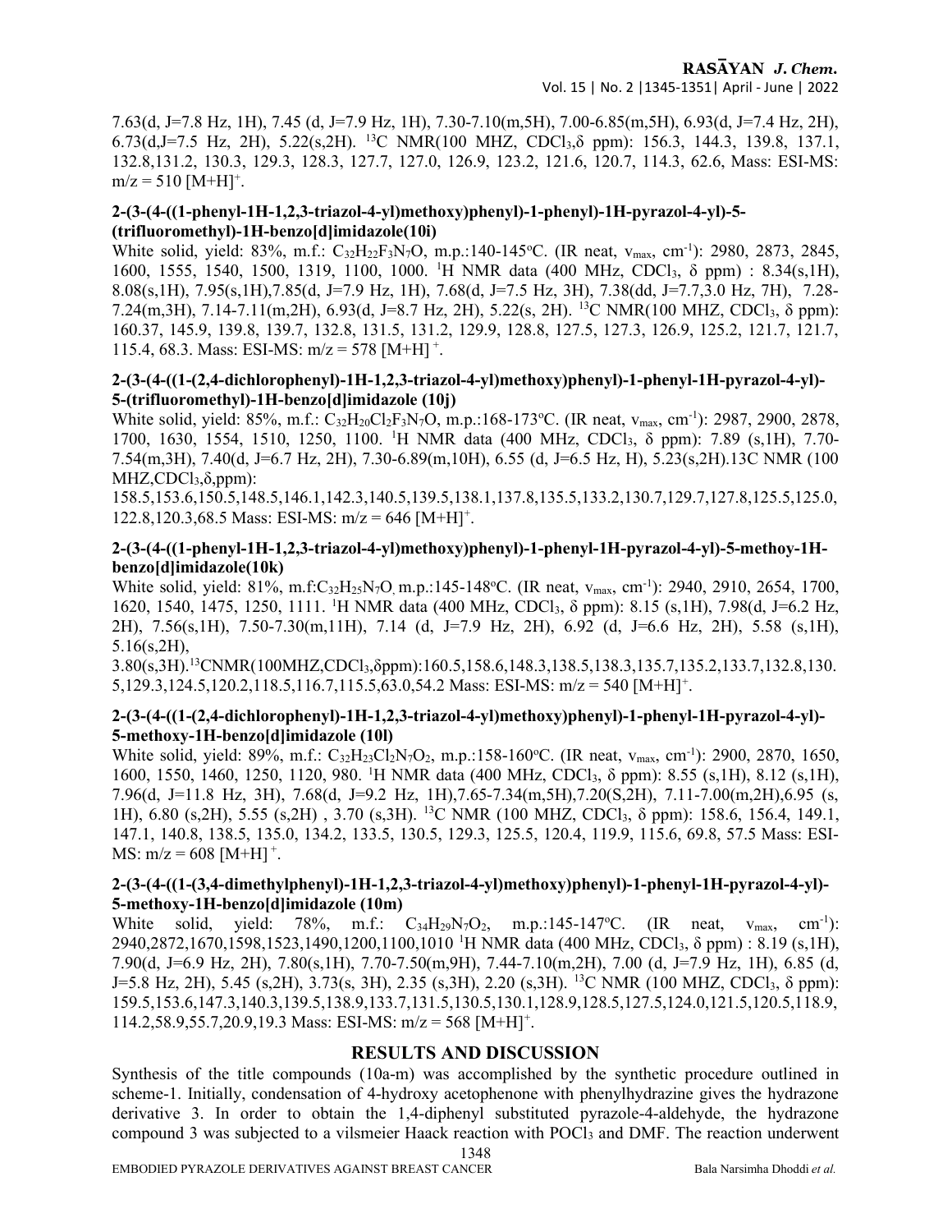7.63(d, J=7.8 Hz, 1H), 7.45 (d, J=7.9 Hz, 1H), 7.30-7.10(m,5H), 7.00-6.85(m,5H), 6.93(d, J=7.4 Hz, 2H), 6.73(d,J=7.5 Hz, 2H), 5.22(s,2H). $^{13}$C NMR(100 MHZ, $CDCl_3$,δ ppm): 156.3, 144.3, 139.8, 137.1, 132.8,131.2, 130.3, 129.3, 128.3, 127.7, 127.0, 126.9, 123.2, 121.6, 120.7, 114.3, 62.6, Mass: ESI-MS: m/z = 510 $[M+H]^+$.

### 2-(3-(4-((1-phenyl-1H-1,2,3-triazol-4-yl)methoxy)phenyl)-1-phenyl)-1H-pyrazol-4-yl)-5-(trifluoromethyl)-1H-benzo[d]imidazole(10i)

White solid, yield: 83%, m.f.: $C_{32}H_{22}F_3N_7O$, m.p.:140-145°C. (IR neat, $v_{max}$, $cm^{-1}$): 2980, 2873, 2845, 1600, 1555, 1540, 1500, 1319, 1100, 1000. $^1$H NMR data (400 MHz, $CDCl_3$, δ ppm) : 8.34(s,1H), 8.08(s,1H), 7.95(s,1H),7.85(d, J=7.9 Hz, 1H), 7.68(d, J=7.5 Hz, 3H), 7.38(dd, J=7.7,3.0 Hz, 7H), 7.28-7.24(m,3H), 7.14-7.11(m,2H), 6.93(d, J=8.7 Hz, 2H), 5.22(s, 2H). $^{13}$C NMR(100 MHZ, $CDCl_3$, δ ppm): 160.37, 145.9, 139.8, 139.7, 132.8, 131.5, 131.2, 129.9, 128.8, 127.5, 127.3, 126.9, 125.2, 121.7, 121.7, 115.4, 68.3. Mass: ESI-MS: m/z = 578 $[M+H]^+$.

### 2-(3-(4-((1-(2,4-dichlorophenyl)-1H-1,2,3-triazol-4-yl)methoxy)phenyl)-1-phenyl-1H-pyrazol-4-yl)-5-(trifluoromethyl)-1H-benzo[d]imidazole (10j)

White solid, yield: 85%, m.f.: $C_{32}H_{20}Cl_2F_3N_7O$, m.p.:168-173°C. (IR neat, $v_{max}$, $cm^{-1}$): 2987, 2900, 2878, 1700, 1630, 1554, 1510, 1250, 1100. $^1$H NMR data (400 MHz, $CDCl_3$, δ ppm): 7.89 (s,1H), 7.70-7.54(m,3H), 7.40(d, J=6.7 Hz, 2H), 7.30-6.89(m,10H), 6.55 (d, J=6.5 Hz, H), 5.23(s,2H).13C NMR (100 MHZ,$CDCl_3$,δ,ppm):
158.5,153.6,150.5,148.5,146.1,142.3,140.5,139.5,138.1,137.8,135.5,133.2,130.7,129.7,127.8,125.5,125.0, 122.8,120.3,68.5 Mass: ESI-MS: m/z = 646 $[M+H]^+$.

### 2-(3-(4-((1-phenyl-1H-1,2,3-triazol-4-yl)methoxy)phenyl)-1-phenyl-1H-pyrazol-4-yl)-5-methoy-1H-benzo[d]imidazole(10k)

White solid, yield: 81%, m.f:$C_{32}H_{25}N_7O$, m.p.:145-148°C. (IR neat, $v_{max}$, $cm^{-1}$): 2940, 2910, 2654, 1700, 1620, 1540, 1475, 1250, 1111. $^1$H NMR data (400 MHz, $CDCl_3$, δ ppm): 8.15 (s,1H), 7.98(d, J=6.2 Hz, 2H), 7.56(s,1H), 7.50-7.30(m,11H), 7.14 (d, J=7.9 Hz, 2H), 6.92 (d, J=6.6 Hz, 2H), 5.58 (s,1H), 5.16(s,2H),
3.80(s,3H).$^{13}$CNMR(100MHZ,$CDCl_3$,δppm):160.5,158.6,148.3,138.5,138.3,135.7,135.2,133.7,132.8,130.5,129.3,124.5,120.2,118.5,116.7,115.5,63.0,54.2 Mass: ESI-MS: m/z = 540 $[M+H]^+$.

### 2-(3-(4-((1-(2,4-dichlorophenyl)-1H-1,2,3-triazol-4-yl)methoxy)phenyl)-1-phenyl-1H-pyrazol-4-yl)-5-methoxy-1H-benzo[d]imidazole (10l)

White solid, yield: 89%, m.f.: $C_{32}H_{23}Cl_2N_7O_2$, m.p.:158-160°C. (IR neat, $v_{max}$, $cm^{-1}$): 2900, 2870, 1650, 1600, 1550, 1460, 1250, 1120, 980. $^1$H NMR data (400 MHz, $CDCl_3$, δ ppm): 8.55 (s,1H), 8.12 (s,1H), 7.96(d, J=11.8 Hz, 3H), 7.68(d, J=9.2 Hz, 1H),7.65-7.34(m,5H),7.20(S,2H), 7.11-7.00(m,2H),6.95 (s, 1H), 6.80 (s,2H), 5.55 (s,2H) , 3.70 (s,3H). $^{13}$C NMR (100 MHZ, $CDCl_3$, δ ppm): 158.6, 156.4, 149.1, 147.1, 140.8, 138.5, 135.0, 134.2, 133.5, 130.5, 129.3, 125.5, 120.4, 119.9, 115.6, 69.8, 57.5 Mass: ESI-MS: m/z = 608 $[M+H]^+$.

### 2-(3-(4-((1-(3,4-dimethylphenyl)-1H-1,2,3-triazol-4-yl)methoxy)phenyl)-1-phenyl-1H-pyrazol-4-yl)-5-methoxy-1H-benzo[d]imidazole (10m)

White solid, yield: 78%, m.f.: $C_{34}H_{29}N_7O_2$, m.p.:145-147°C. (IR neat, $v_{max}$, $cm^{-1}$): 2940,2872,1670,1598,1523,1490,1200,1100,1010 $^1$H NMR data (400 MHz, $CDCl_3$, δ ppm) : 8.19 (s,1H), 7.90(d, J=6.9 Hz, 2H), 7.80(s,1H), 7.70-7.50(m,9H), 7.44-7.10(m,2H), 7.00 (d, J=7.9 Hz, 1H), 6.85 (d, J=5.8 Hz, 2H), 5.45 (s,2H), 3.73(s, 3H), 2.35 (s,3H), 2.20 (s,3H). $^{13}$C NMR (100 MHZ, $CDCl_3$, δ ppm): 159.5,153.6,147.3,140.3,139.5,138.9,133.7,131.5,130.5,130.1,128.9,128.5,127.5,124.0,121.5,120.5,118.9, 114.2,58.9,55.7,20.9,19.3 Mass: ESI-MS: m/z = 568 $[M+H]^+$.

## RESULTS AND DISCUSSION

Synthesis of the title compounds (10a-m) was accomplished by the synthetic procedure outlined in scheme-1. Initially, condensation of 4-hydroxy acetophenone with phenylhydrazine gives the hydrazone derivative 3. In order to obtain the 1,4-diphenyl substituted pyrazole-4-aldehyde, the hydrazone compound 3 was subjected to a vilsmeier Haack reaction with $POCl_3$ and DMF. The reaction underwent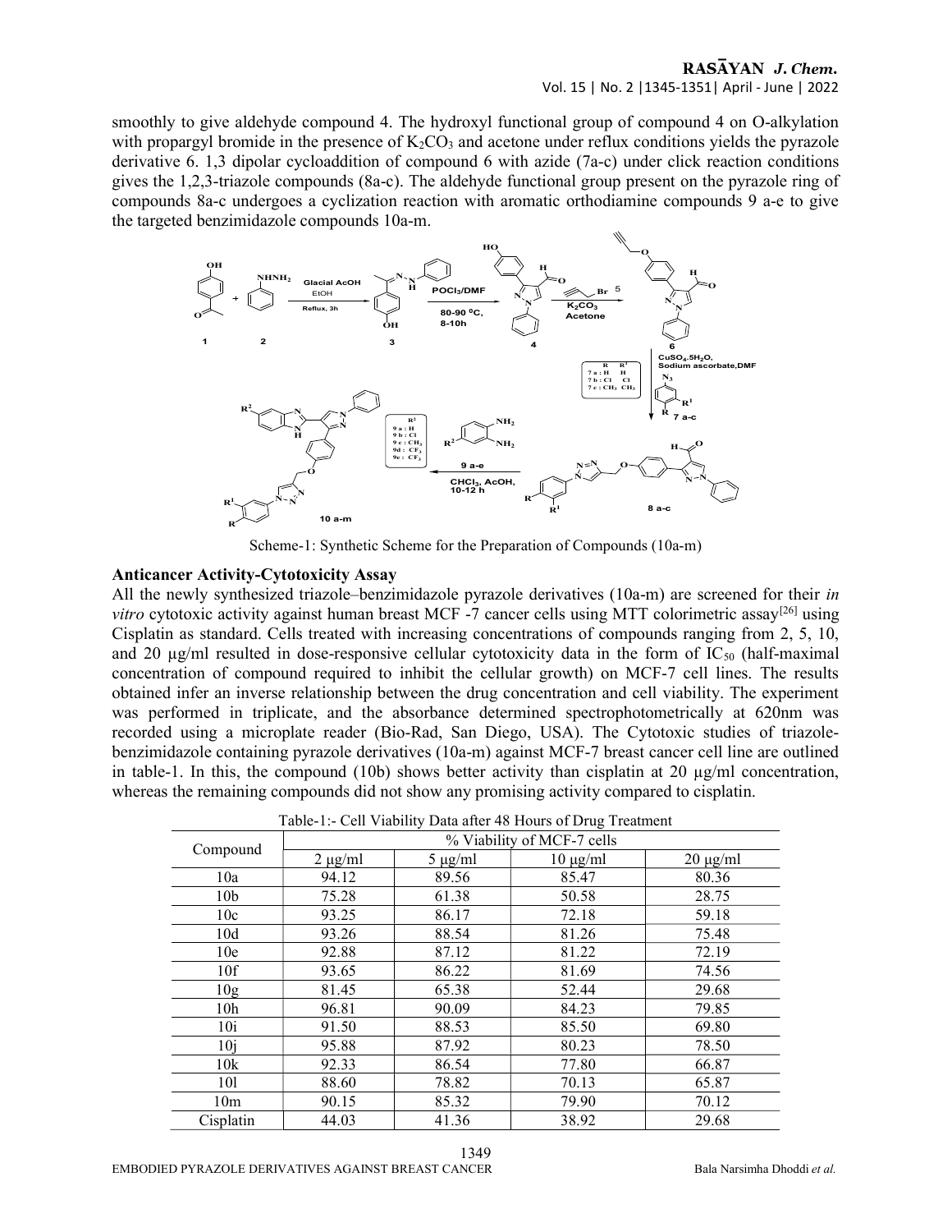smoothly to give aldehyde compound 4. The hydroxyl functional group of compound 4 on O-alkylation with propargyl bromide in the presence of $K_2CO_3$ and acetone under reflux conditions yields the pyrazole derivative 6. 1,3 dipolar cycloaddition of compound 6 with azide (7a-c) under click reaction conditions gives the 1,2,3-triazole compounds (8a-c). The aldehyde functional group present on the pyrazole ring of compounds 8a-c undergoes a cyclization reaction with aromatic orthodiamine compounds 9 a-e to give the targeted benzimidazole compounds 10a-m.

Scheme-1: Synthetic Scheme for the Preparation of Compounds (10a-m)

## Anticancer Activity-Cytotoxicity Assay

All the newly synthesized triazole–benzimidazole pyrazole derivatives (10a-m) are screened for their *in vitro* cytotoxic activity against human breast MCF -7 cancer cells using MTT colorimetric assay[26] using Cisplatin as standard. Cells treated with increasing concentrations of compounds ranging from 2, 5, 10, and 20 µg/ml resulted in dose-responsive cellular cytotoxicity data in the form of $IC_{50}$ (half-maximal concentration of compound required to inhibit the cellular growth) on MCF-7 cell lines. The results obtained infer an inverse relationship between the drug concentration and cell viability. The experiment was performed in triplicate, and the absorbance determined spectrophotometrically at 620nm was recorded using a microplate reader (Bio-Rad, San Diego, USA). The Cytotoxic studies of triazole-benzimidazole containing pyrazole derivatives (10a-m) against MCF-7 breast cancer cell line are outlined in table-1. In this, the compound (10b) shows better activity than cisplatin at 20 µg/ml concentration, whereas the remaining compounds did not show any promising activity compared to cisplatin.

Table-1:- Cell Viability Data after 48 Hours of Drug Treatment

| Compound | % Viability of MCF-7 cells | | | |
|---|---|---|---|---|
| | 2 µg/ml | 5 µg/ml | 10 µg/ml | 20 µg/ml |
| 10a | 94.12 | 89.56 | 85.47 | 80.36 |
| 10b | 75.28 | 61.38 | 50.58 | 28.75 |
| 10c | 93.25 | 86.17 | 72.18 | 59.18 |
| 10d | 93.26 | 88.54 | 81.26 | 75.48 |
| 10e | 92.88 | 87.12 | 81.22 | 72.19 |
| 10f | 93.65 | 86.22 | 81.69 | 74.56 |
| 10g | 81.45 | 65.38 | 52.44 | 29.68 |
| 10h | 96.81 | 90.09 | 84.23 | 79.85 |
| 10i | 91.50 | 88.53 | 85.50 | 69.80 |
| 10j | 95.88 | 87.92 | 80.23 | 78.50 |
| 10k | 92.33 | 86.54 | 77.80 | 66.87 |
| 10l | 88.60 | 78.82 | 70.13 | 65.87 |
| 10m | 90.15 | 85.32 | 79.90 | 70.12 |
| Cisplatin | 44.03 | 41.36 | 38.92 | 29.68 |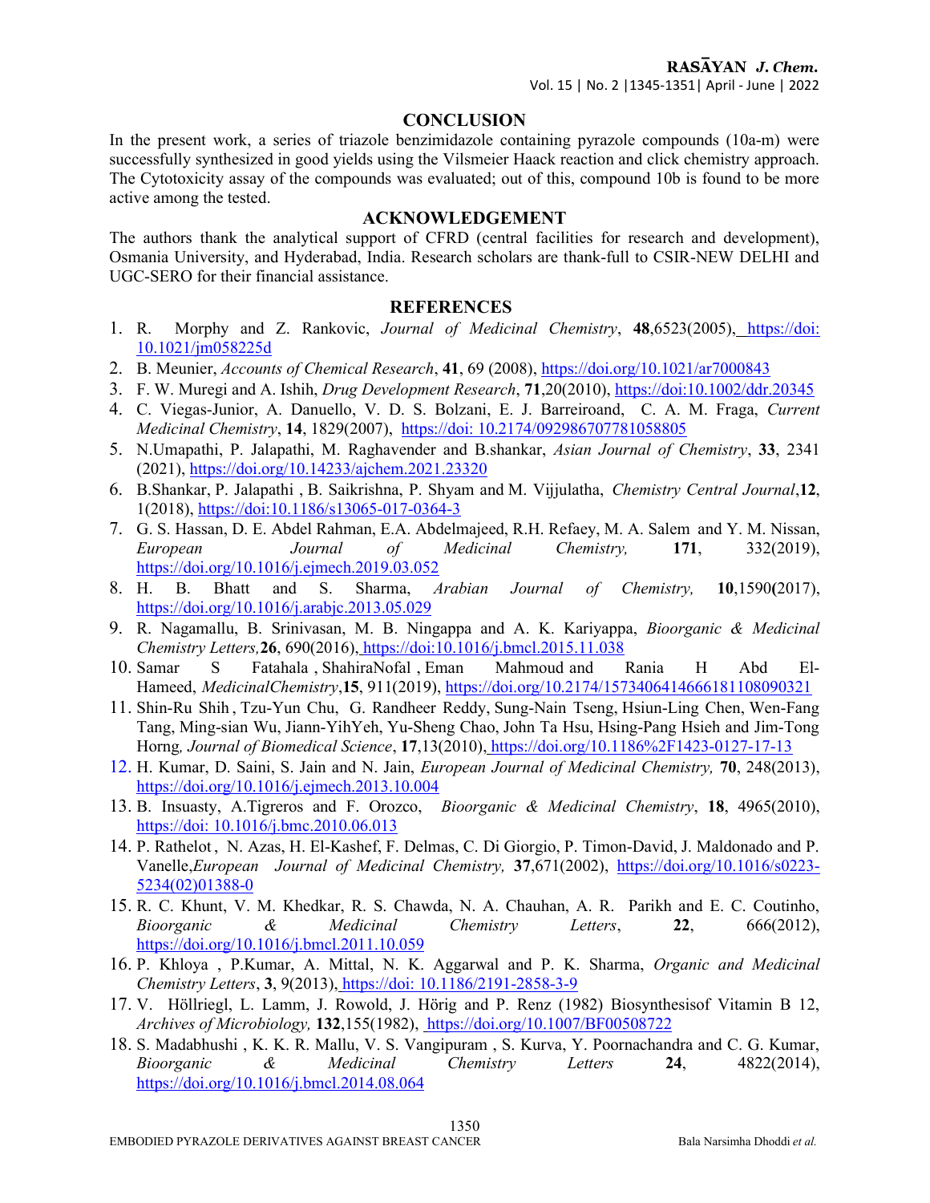## CONCLUSION

In the present work, a series of triazole benzimidazole containing pyrazole compounds (10a-m) were successfully synthesized in good yields using the Vilsmeier Haack reaction and click chemistry approach. The Cytotoxicity assay of the compounds was evaluated; out of this, compound 10b is found to be more active among the tested.

## ACKNOWLEDGEMENT

The authors thank the analytical support of CFRD (central facilities for research and development), Osmania University, and Hyderabad, India. Research scholars are thank-full to CSIR-NEW DELHI and UGC-SERO for their financial assistance.

## REFERENCES

1. R. Morphy and Z. Rankovic, *Journal of Medicinal Chemistry*, **48**,6523(2005), https://doi:10.1021/jm058225d
2. B. Meunier, *Accounts of Chemical Research*, **41**, 69 (2008), https://doi.org/10.1021/ar7000843
3. F. W. Muregi and A. Ishih, *Drug Development Research*, **71**,20(2010), https://doi:10.1002/ddr.20345
4. C. Viegas-Junior, A. Danuello, V. D. S. Bolzani, E. J. Barreiroand, C. A. M. Fraga, *Current Medicinal Chemistry*, **14**, 1829(2007), https://doi: 10.2174/092986707781058805
5. N.Umapathi, P. Jalapathi, M. Raghavender and B.shankar, *Asian Journal of Chemistry*, **33**, 2341 (2021), https://doi.org/10.14233/ajchem.2021.23320
6. B.Shankar, P. Jalapathi , B. Saikrishna, P. Shyam and M. Vijjulatha, *Chemistry Central Journal*,**12**, 1(2018), https://doi:10.1186/s13065-017-0364-3
7. G. S. Hassan, D. E. Abdel Rahman, E.A. Abdelmajeed, R.H. Refaey, M. A. Salem and Y. M. Nissan, *European Journal of Medicinal Chemistry,* **171**, 332(2019), https://doi.org/10.1016/j.ejmech.2019.03.052
8. H. B. Bhatt and S. Sharma, *Arabian Journal of Chemistry,* **10**,1590**(**2017), https://doi.org/10.1016/j.arabjc.2013.05.029
9. R. Nagamallu, B. Srinivasan, M. B. Ningappa and A. K. Kariyappa, *Bioorganic & Medicinal Chemistry Letters,***26**, 690(2016), https://doi:10.1016/j.bmcl.2015.11.038
10. Samar S Fatahala , ShahiraNofal , Eman Mahmoud and Rania H Abd El-Hameed, *MedicinalChemistry*,**15**, 911(2019), https://doi.org/10.2174/1573406414666181108090321
11. Shin-Ru Shih , Tzu-Yun Chu, G. Randheer Reddy, Sung-Nain Tseng, Hsiun-Ling Chen, Wen-Fang Tang, Ming-sian Wu, Jiann-YihYeh, Yu-Sheng Chao, John Ta Hsu, Hsing-Pang Hsieh and Jim-Tong Horng*, Journal of Biomedical Science*, **17**,13(2010), https://doi.org/10.1186%2F1423-0127-17-13
12. H. Kumar, D. Saini, S. Jain and N. Jain, *European Journal of Medicinal Chemistry,* **70**, 248(2013), https://doi.org/10.1016/j.ejmech.2013.10.004
13. B. Insuasty, A.Tigreros and F. Orozco, *Bioorganic & Medicinal Chemistry*, **18**, 4965(2010), https://doi: 10.1016/j.bmc.2010.06.013
14. P. Rathelot , N. Azas, H. El-Kashef, F. Delmas, C. Di Giorgio, P. Timon-David, J. Maldonado and P. Vanelle,*European Journal of Medicinal Chemistry,* **37**,671(2002), https://doi.org/10.1016/s0223-5234(02)01388-0
15. R. C. Khunt, V. M. Khedkar, R. S. Chawda, N. A. Chauhan, A. R. Parikh and E. C. Coutinho, *Bioorganic & Medicinal Chemistry Letters*, **22**, 666(2012), https://doi.org/10.1016/j.bmcl.2011.10.059
16. P. Khloya , P.Kumar, A. Mittal, N. K. Aggarwal and P. K. Sharma, *Organic and Medicinal Chemistry Letters*, **3**, 9(2013), https://doi: 10.1186/2191-2858-3-9
17. V. Höllriegl, L. Lamm, J. Rowold, J. Hörig and P. Renz (1982) Biosynthesisof Vitamin B 12, *Archives of Microbiology,* **132**,155(1982), https://doi.org/10.1007/BF00508722
18. S. Madabhushi , K. K. R. Mallu, V. S. Vangipuram , S. Kurva, Y. Poornachandra and C. G. Kumar, *Bioorganic & Medicinal Chemistry Letters* **24**, 4822(2014), https://doi.org/10.1016/j.bmcl.2014.08.064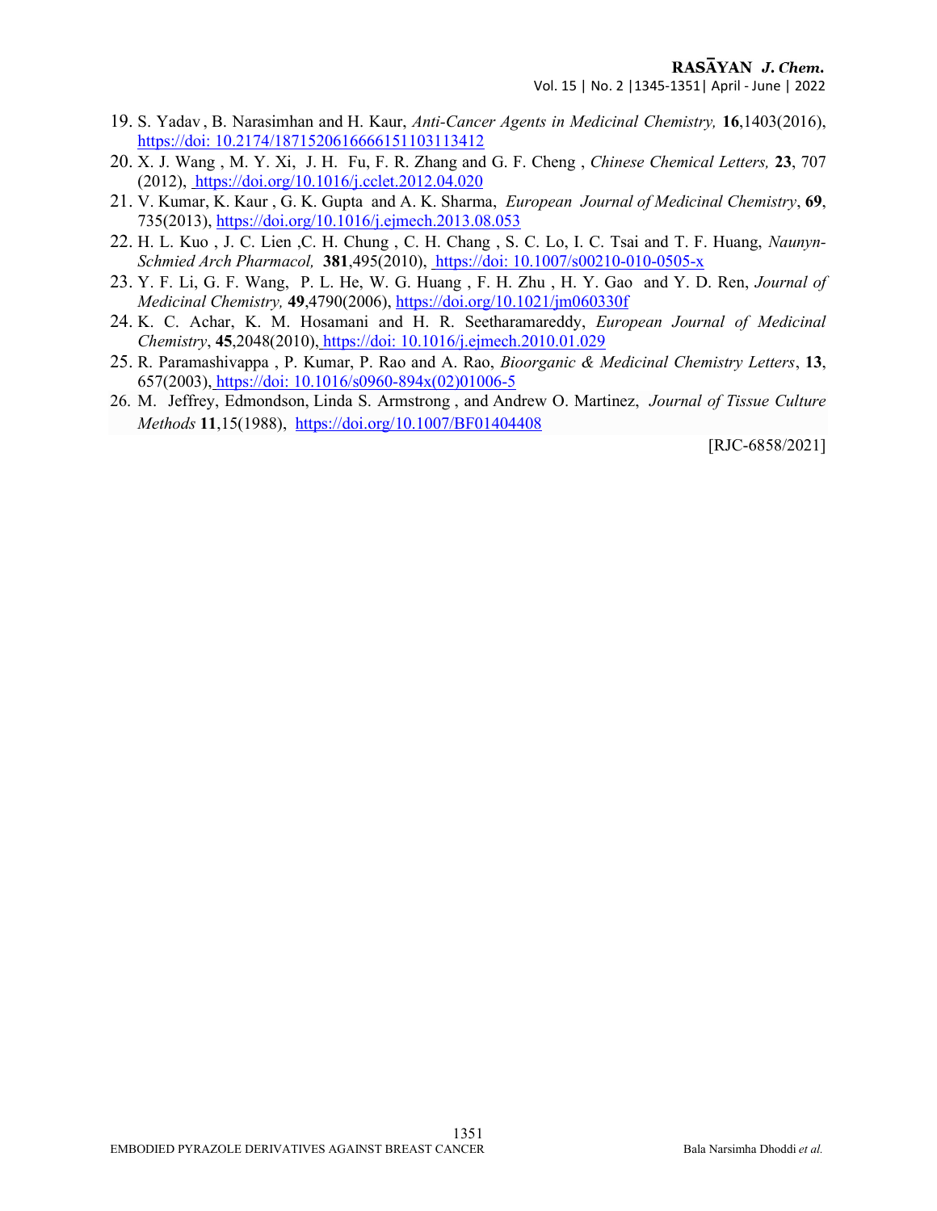19. S. Yadav , B. Narasimhan and H. Kaur, *Anti-Cancer Agents in Medicinal Chemistry,* **16**,1403(2016), https://doi: 10.2174/1871520616666151103113412
20. X. J. Wang , M. Y. Xi, J. H. Fu, F. R. Zhang and G. F. Cheng , *Chinese Chemical Letters,* **23**, 707 (2012), https://doi.org/10.1016/j.cclet.2012.04.020
21. V. Kumar, K. Kaur , G. K. Gupta and A. K. Sharma, *European Journal of Medicinal Chemistry*, **69**, 735(2013), https://doi.org/10.1016/j.ejmech.2013.08.053
22. H. L. Kuo , J. C. Lien ,C. H. Chung , C. H. Chang , S. C. Lo, I. C. Tsai and T. F. Huang, *Naunyn-Schmied Arch Pharmacol,* **381**,495(2010), https://doi: 10.1007/s00210-010-0505-x
23. Y. F. Li, G. F. Wang, P. L. He, W. G. Huang , F. H. Zhu , H. Y. Gao and Y. D. Ren, *Journal of Medicinal Chemistry,* **49**,4790(2006), https://doi.org/10.1021/jm060330f
24. K. C. Achar, K. M. Hosamani and H. R. Seetharamareddy, *European Journal of Medicinal Chemistry*, **45**,2048(2010), https://doi: 10.1016/j.ejmech.2010.01.029
25. R. Paramashivappa , P. Kumar, P. Rao and A. Rao, *Bioorganic & Medicinal Chemistry Letters*, **13**, 657(2003), https://doi: 10.1016/s0960-894x(02)01006-5
26. M. Jeffrey, Edmondson, Linda S. Armstrong , and Andrew O. Martinez, *Journal of Tissue Culture Methods* **11**,15(1988), https://doi.org/10.1007/BF01404408

[RJC-6858/2021]